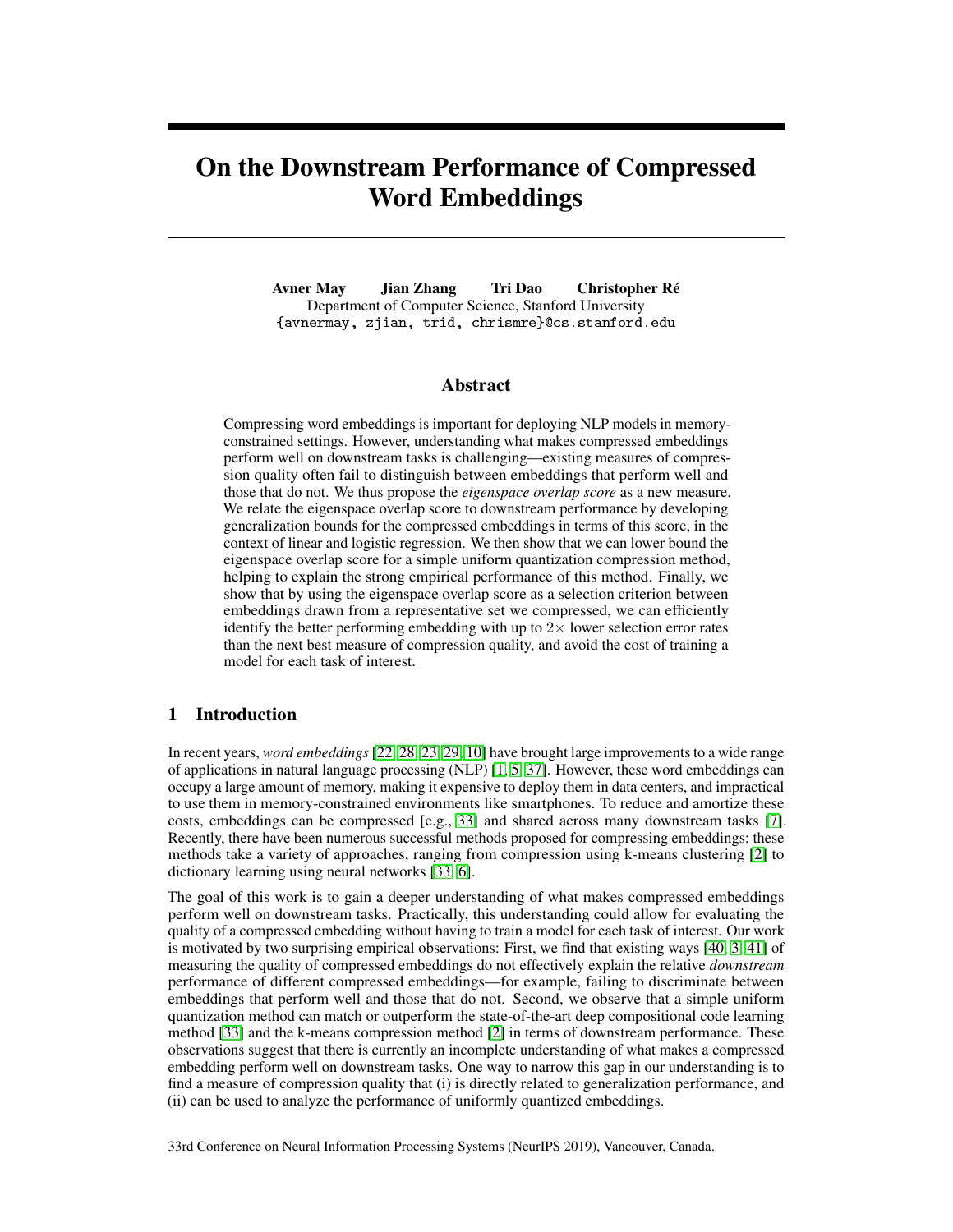# On the Downstream Performance of Compressed Word Embeddings

**Avner May Jian Zhang Tri Dao Christopher Ré**
Department of Computer Science, Stanford University
{avnermay, zjian, trid, chrismre}@cs.stanford.edu

## Abstract

Compressing word embeddings is important for deploying NLP models in memory-constrained settings. However, understanding what makes compressed embeddings perform well on downstream tasks is challenging—existing measures of compression quality often fail to distinguish between embeddings that perform well and those that do not. We thus propose the *eigenspace overlap score* as a new measure. We relate the eigenspace overlap score to downstream performance by developing generalization bounds for the compressed embeddings in terms of this score, in the context of linear and logistic regression. We then show that we can lower bound the eigenspace overlap score for a simple uniform quantization compression method, helping to explain the strong empirical performance of this method. Finally, we show that by using the eigenspace overlap score as a selection criterion between embeddings drawn from a representative set we compressed, we can efficiently identify the better performing embedding with up to $2\times$ lower selection error rates than the next best measure of compression quality, and avoid the cost of training a model for each task of interest.

## 1 Introduction

In recent years, *word embeddings* [22, 28, 23, 29, 10] have brought large improvements to a wide range of applications in natural language processing (NLP) [1, 5, 37]. However, these word embeddings can occupy a large amount of memory, making it expensive to deploy them in data centers, and impractical to use them in memory-constrained environments like smartphones. To reduce and amortize these costs, embeddings can be compressed [e.g., 33] and shared across many downstream tasks [7]. Recently, there have been numerous successful methods proposed for compressing embeddings; these methods take a variety of approaches, ranging from compression using k-means clustering [2] to dictionary learning using neural networks [33, 6].

The goal of this work is to gain a deeper understanding of what makes compressed embeddings perform well on downstream tasks. Practically, this understanding could allow for evaluating the quality of a compressed embedding without having to train a model for each task of interest. Our work is motivated by two surprising empirical observations: First, we find that existing ways [40, 3, 41] of measuring the quality of compressed embeddings do not effectively explain the relative *downstream* performance of different compressed embeddings—for example, failing to discriminate between embeddings that perform well and those that do not. Second, we observe that a simple uniform quantization method can match or outperform the state-of-the-art deep compositional code learning method [33] and the k-means compression method [2] in terms of downstream performance. These observations suggest that there is currently an incomplete understanding of what makes a compressed embedding perform well on downstream tasks. One way to narrow this gap in our understanding is to find a measure of compression quality that (i) is directly related to generalization performance, and (ii) can be used to analyze the performance of uniformly quantized embeddings.

33rd Conference on Neural Information Processing Systems (NeurIPS 2019), Vancouver, Canada.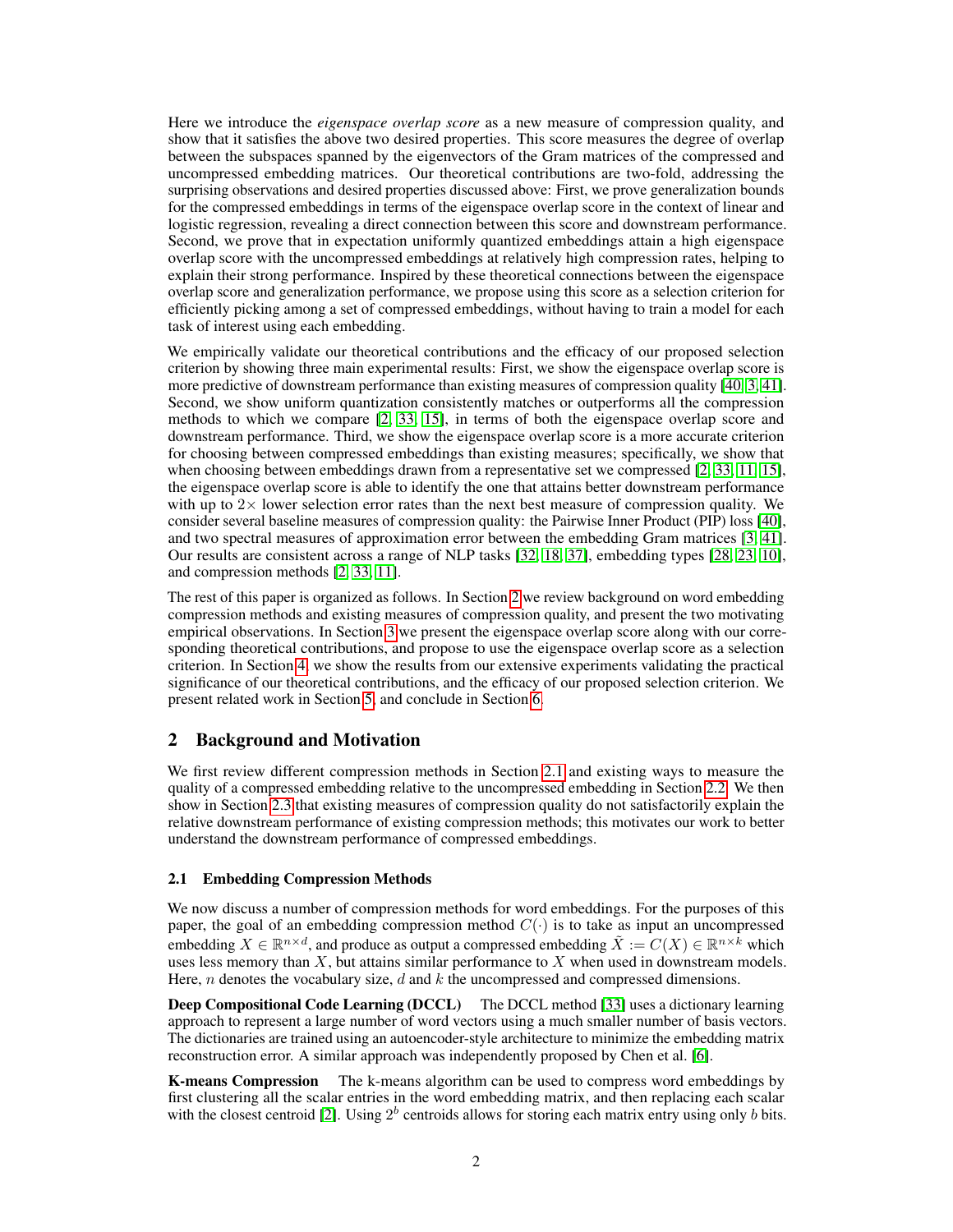Here we introduce the *eigenspace overlap score* as a new measure of compression quality, and show that it satisfies the above two desired properties. This score measures the degree of overlap between the subspaces spanned by the eigenvectors of the Gram matrices of the compressed and uncompressed embedding matrices. Our theoretical contributions are two-fold, addressing the surprising observations and desired properties discussed above: First, we prove generalization bounds for the compressed embeddings in terms of the eigenspace overlap score in the context of linear and logistic regression, revealing a direct connection between this score and downstream performance. Second, we prove that in expectation uniformly quantized embeddings attain a high eigenspace overlap score with the uncompressed embeddings at relatively high compression rates, helping to explain their strong performance. Inspired by these theoretical connections between the eigenspace overlap score and generalization performance, we propose using this score as a selection criterion for efficiently picking among a set of compressed embeddings, without having to train a model for each task of interest using each embedding.

We empirically validate our theoretical contributions and the efficacy of our proposed selection criterion by showing three main experimental results: First, we show the eigenspace overlap score is more predictive of downstream performance than existing measures of compression quality [40, 3, 41]. Second, we show uniform quantization consistently matches or outperforms all the compression methods to which we compare [2, 33, 15], in terms of both the eigenspace overlap score and downstream performance. Third, we show the eigenspace overlap score is a more accurate criterion for choosing between compressed embeddings than existing measures; specifically, we show that when choosing between embeddings drawn from a representative set we compressed [2, 33, 11, 15], the eigenspace overlap score is able to identify the one that attains better downstream performance with up to 2× lower selection error rates than the next best measure of compression quality. We consider several baseline measures of compression quality: the Pairwise Inner Product (PIP) loss [40], and two spectral measures of approximation error between the embedding Gram matrices [3, 41]. Our results are consistent across a range of NLP tasks [32, 18, 37], embedding types [28, 23, 10], and compression methods [2, 33, 11].

The rest of this paper is organized as follows. In Section 2 we review background on word embedding compression methods and existing measures of compression quality, and present the two motivating empirical observations. In Section 3 we present the eigenspace overlap score along with our corresponding theoretical contributions, and propose to use the eigenspace overlap score as a selection criterion. In Section 4, we show the results from our extensive experiments validating the practical significance of our theoretical contributions, and the efficacy of our proposed selection criterion. We present related work in Section 5, and conclude in Section 6.

## 2 Background and Motivation

We first review different compression methods in Section 2.1 and existing ways to measure the quality of a compressed embedding relative to the uncompressed embedding in Section 2.2. We then show in Section 2.3 that existing measures of compression quality do not satisfactorily explain the relative downstream performance of existing compression methods; this motivates our work to better understand the downstream performance of compressed embeddings.

### 2.1 Embedding Compression Methods

We now discuss a number of compression methods for word embeddings. For the purposes of this paper, the goal of an embedding compression method $C(\cdot)$ is to take as input an uncompressed embedding $X \in \mathbb{R}^{n \times d}$, and produce as output a compressed embedding $\tilde{X} := C(X) \in \mathbb{R}^{n \times k}$ which uses less memory than $X$, but attains similar performance to $X$ when used in downstream models. Here, $n$ denotes the vocabulary size, $d$ and $k$ the uncompressed and compressed dimensions.

**Deep Compositional Code Learning (DCCL)** The DCCL method [33] uses a dictionary learning approach to represent a large number of word vectors using a much smaller number of basis vectors. The dictionaries are trained using an autoencoder-style architecture to minimize the embedding matrix reconstruction error. A similar approach was independently proposed by Chen et al. [6].

**K-means Compression** The k-means algorithm can be used to compress word embeddings by first clustering all the scalar entries in the word embedding matrix, and then replacing each scalar with the closest centroid [2]. Using $2^b$ centroids allows for storing each matrix entry using only $b$ bits.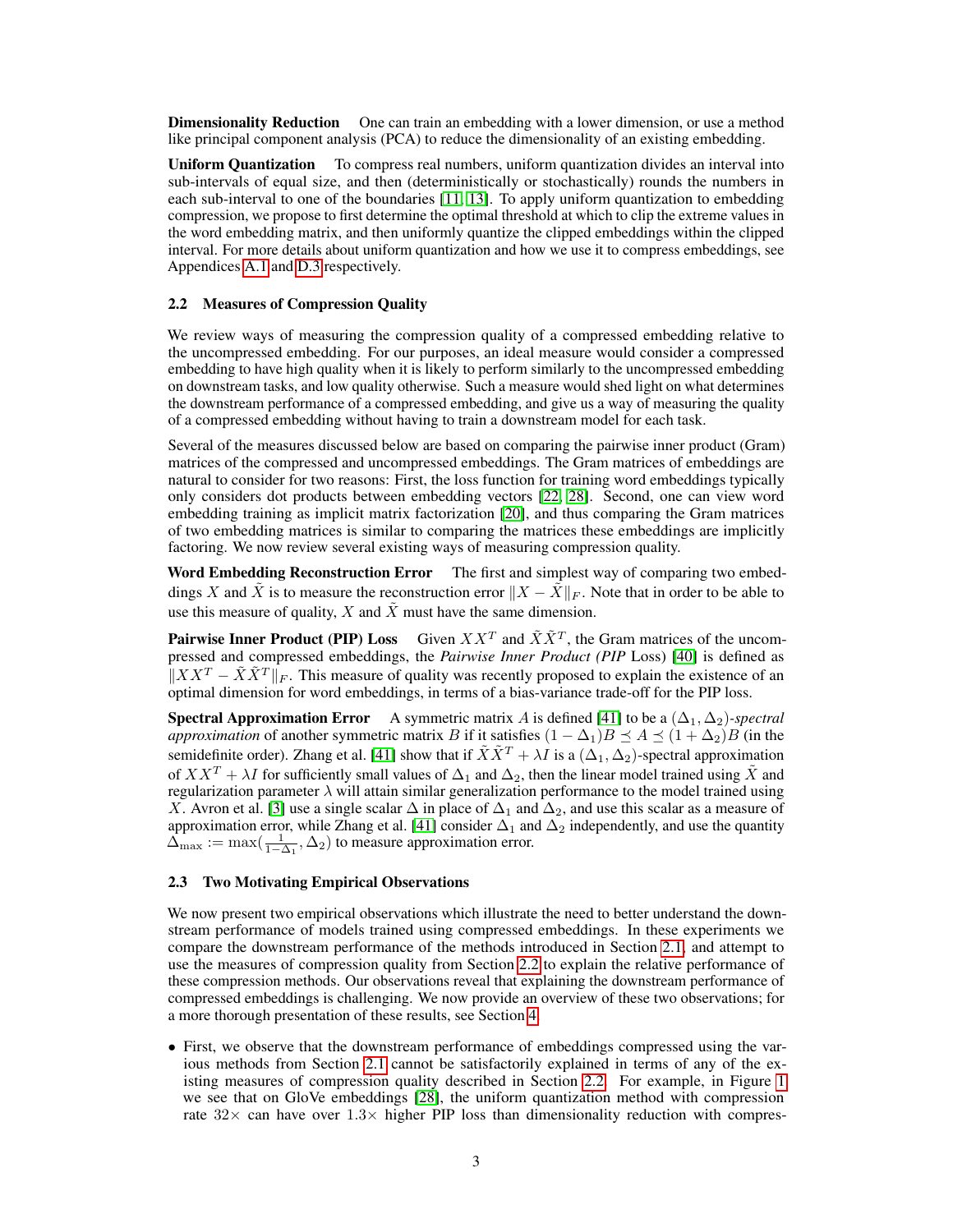**Dimensionality Reduction** One can train an embedding with a lower dimension, or use a method like principal component analysis (PCA) to reduce the dimensionality of an existing embedding.

**Uniform Quantization** To compress real numbers, uniform quantization divides an interval into sub-intervals of equal size, and then (deterministically or stochastically) rounds the numbers in each sub-interval to one of the boundaries [11, 13]. To apply uniform quantization to embedding compression, we propose to first determine the optimal threshold at which to clip the extreme values in the word embedding matrix, and then uniformly quantize the clipped embeddings within the clipped interval. For more details about uniform quantization and how we use it to compress embeddings, see Appendices A.1 and D.3 respectively.

### 2.2 Measures of Compression Quality

We review ways of measuring the compression quality of a compressed embedding relative to the uncompressed embedding. For our purposes, an ideal measure would consider a compressed embedding to have high quality when it is likely to perform similarly to the uncompressed embedding on downstream tasks, and low quality otherwise. Such a measure would shed light on what determines the downstream performance of a compressed embedding, and give us a way of measuring the quality of a compressed embedding without having to train a downstream model for each task.

Several of the measures discussed below are based on comparing the pairwise inner product (Gram) matrices of the compressed and uncompressed embeddings. The Gram matrices of embeddings are natural to consider for two reasons: First, the loss function for training word embeddings typically only considers dot products between embedding vectors [22, 28]. Second, one can view word embedding training as implicit matrix factorization [20], and thus comparing the Gram matrices of two embedding matrices is similar to comparing the matrices these embeddings are implicitly factoring. We now review several existing ways of measuring compression quality.

**Word Embedding Reconstruction Error** The first and simplest way of comparing two embeddings $X$ and $\tilde{X}$ is to measure the reconstruction error $\|X - \tilde{X}\|_F$. Note that in order to be able to use this measure of quality, $X$ and $\tilde{X}$ must have the same dimension.

**Pairwise Inner Product (PIP) Loss** Given $XX^T$ and $\tilde{X}\tilde{X}^T$, the Gram matrices of the uncompressed and compressed embeddings, the *Pairwise Inner Product (PIP* Loss) [40] is defined as $\|XX^T - \tilde{X}\tilde{X}^T\|_F$. This measure of quality was recently proposed to explain the existence of an optimal dimension for word embeddings, in terms of a bias-variance trade-off for the PIP loss.

**Spectral Approximation Error** A symmetric matrix $A$ is defined [41] to be a $(\Delta_1, \Delta_2)$*-spectral approximation* of another symmetric matrix $B$ if it satisfies $(1 - \Delta_1)B \preceq A \preceq (1 + \Delta_2)B$ (in the semidefinite order). Zhang et al. [41] show that if $\tilde{X}\tilde{X}^T + \lambda I$ is a $(\Delta_1, \Delta_2)$-spectral approximation of $XX^T + \lambda I$ for sufficiently small values of $\Delta_1$ and $\Delta_2$, then the linear model trained using $\tilde{X}$ and regularization parameter $\lambda$ will attain similar generalization performance to the model trained using $X$. Avron et al. [3] use a single scalar $\Delta$ in place of $\Delta_1$ and $\Delta_2$, and use this scalar as a measure of approximation error, while Zhang et al. [41] consider $\Delta_1$ and $\Delta_2$ independently, and use the quantity $\Delta_{\max} := \max(\frac{1}{1-\Delta_1}, \Delta_2)$ to measure approximation error.

### 2.3 Two Motivating Empirical Observations

We now present two empirical observations which illustrate the need to better understand the downstream performance of models trained using compressed embeddings. In these experiments we compare the downstream performance of the methods introduced in Section 2.1, and attempt to use the measures of compression quality from Section 2.2 to explain the relative performance of these compression methods. Our observations reveal that explaining the downstream performance of compressed embeddings is challenging. We now provide an overview of these two observations; for a more thorough presentation of these results, see Section 4.

- First, we observe that the downstream performance of embeddings compressed using the various methods from Section 2.1 cannot be satisfactorily explained in terms of any of the existing measures of compression quality described in Section 2.2. For example, in Figure 1 we see that on GloVe embeddings [28], the uniform quantization method with compression rate $32\times$ can have over $1.3\times$ higher PIP loss than dimensionality reduction with compres-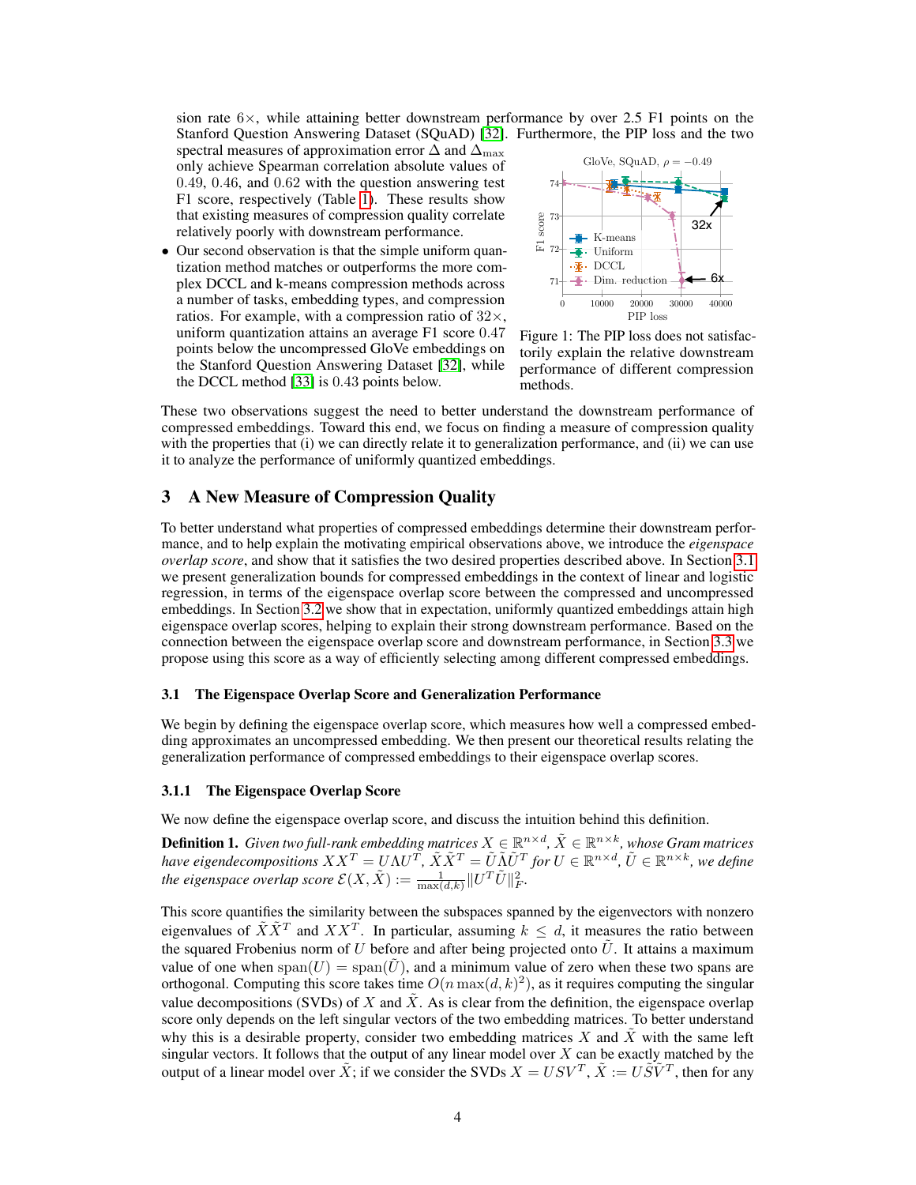sion rate 6×, while attaining better downstream performance by over 2.5 F1 points on the Stanford Question Answering Dataset (SQuAD) [32]. Furthermore, the PIP loss and the two spectral measures of approximation error $\Delta$ and $\Delta_{\max}$ only achieve Spearman correlation absolute values of 0.49, 0.46, and 0.62 with the question answering test F1 score, respectively (Table 1). These results show that existing measures of compression quality correlate relatively poorly with downstream performance.

- Our second observation is that the simple uniform quantization method matches or outperforms the more complex DCCL and k-means compression methods across a number of tasks, embedding types, and compression ratios. For example, with a compression ratio of 32×, uniform quantization attains an average F1 score 0.47 points below the uncompressed GloVe embeddings on the Stanford Question Answering Dataset [32], while the DCCL method [33] is 0.43 points below.

Figure 1: The PIP loss does not satisfactorily explain the relative downstream performance of different compression methods.

These two observations suggest the need to better understand the downstream performance of compressed embeddings. Toward this end, we focus on finding a measure of compression quality with the properties that (i) we can directly relate it to generalization performance, and (ii) we can use it to analyze the performance of uniformly quantized embeddings.

## 3 A New Measure of Compression Quality

To better understand what properties of compressed embeddings determine their downstream performance, and to help explain the motivating empirical observations above, we introduce the *eigenspace overlap score*, and show that it satisfies the two desired properties described above. In Section 3.1 we present generalization bounds for compressed embeddings in the context of linear and logistic regression, in terms of the eigenspace overlap score between the compressed and uncompressed embeddings. In Section 3.2 we show that in expectation, uniformly quantized embeddings attain high eigenspace overlap scores, helping to explain their strong downstream performance. Based on the connection between the eigenspace overlap score and downstream performance, in Section 3.3 we propose using this score as a way of efficiently selecting among different compressed embeddings.

### 3.1 The Eigenspace Overlap Score and Generalization Performance

We begin by defining the eigenspace overlap score, which measures how well a compressed embedding approximates an uncompressed embedding. We then present our theoretical results relating the generalization performance of compressed embeddings to their eigenspace overlap scores.

#### 3.1.1 The Eigenspace Overlap Score

We now define the eigenspace overlap score, and discuss the intuition behind this definition.

**Definition 1.** *Given two full-rank embedding matrices $X \in \mathbb{R}^{n\times d}$, $\tilde{X} \in \mathbb{R}^{n\times k}$, whose Gram matrices have eigendecompositions $XX^T = U\Lambda U^T$, $\tilde{X}\tilde{X}^T = \tilde{U}\tilde{\Lambda}\tilde{U}^T$ for $U \in \mathbb{R}^{n\times d}$, $\tilde{U} \in \mathbb{R}^{n\times k}$, we define the eigenspace overlap score $\mathcal{E}(X, \tilde{X}) := \frac{1}{\max(d,k)}\|U^T\tilde{U}\|_F^2$.*

This score quantifies the similarity between the subspaces spanned by the eigenvectors with nonzero eigenvalues of $\tilde{X}\tilde{X}^T$ and $XX^T$. In particular, assuming $k \le d$, it measures the ratio between the squared Frobenius norm of $U$ before and after being projected onto $\tilde{U}$. It attains a maximum value of one when $\mathrm{span}(U) = \mathrm{span}(\tilde{U})$, and a minimum value of zero when these two spans are orthogonal. Computing this score takes time $O(n \max(d,k)^2)$, as it requires computing the singular value decompositions (SVDs) of $X$ and $\tilde{X}$. As is clear from the definition, the eigenspace overlap score only depends on the left singular vectors of the two embedding matrices. To better understand why this is a desirable property, consider two embedding matrices $X$ and $\tilde{X}$ with the same left singular vectors. It follows that the output of any linear model over $X$ can be exactly matched by the output of a linear model over $\tilde{X}$; if we consider the SVDs $X = USV^T$, $\tilde{X} := U\tilde{S}\tilde{V}^T$, then for any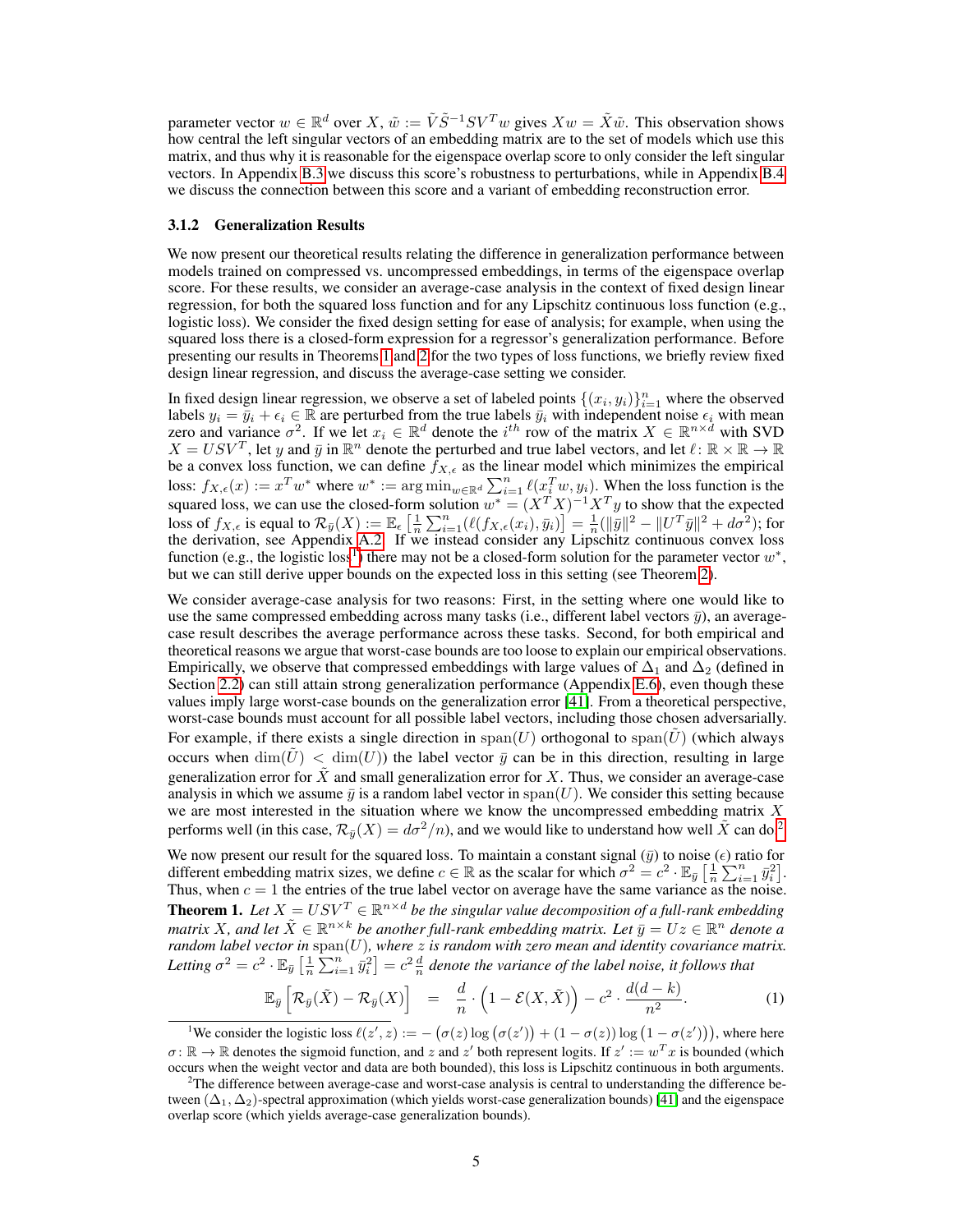parameter vector $w \in \mathbb{R}^d$ over $X$, $\tilde{w} := \tilde{V}\tilde{S}^{-1}SV^T w$ gives $Xw = \tilde{X}\tilde{w}$. This observation shows how central the left singular vectors of an embedding matrix are to the set of models which use this matrix, and thus why it is reasonable for the eigenspace overlap score to only consider the left singular vectors. In Appendix B.3 we discuss this score's robustness to perturbations, while in Appendix B.4 we discuss the connection between this score and a variant of embedding reconstruction error.

### 3.1.2 Generalization Results

We now present our theoretical results relating the difference in generalization performance between models trained on compressed vs. uncompressed embeddings, in terms of the eigenspace overlap score. For these results, we consider an average-case analysis in the context of fixed design linear regression, for both the squared loss function and for any Lipschitz continuous loss function (e.g., logistic loss). We consider the fixed design setting for ease of analysis; for example, when using the squared loss there is a closed-form expression for a regressor's generalization performance. Before presenting our results in Theorems 1 and 2 for the two types of loss functions, we briefly review fixed design linear regression, and discuss the average-case setting we consider.

In fixed design linear regression, we observe a set of labeled points $\{(x_i, y_i)\}_{i=1}^n$ where the observed labels $y_i = \bar{y}_i + \epsilon_i \in \mathbb{R}$ are perturbed from the true labels $\bar{y}_i$ with independent noise $\epsilon_i$ with mean zero and variance $\sigma^2$. If we let $x_i \in \mathbb{R}^d$ denote the $i^{th}$ row of the matrix $X \in \mathbb{R}^{n \times d}$ with SVD $X = USV^T$, let $y$ and $\bar{y}$ in $\mathbb{R}^n$ denote the perturbed and true label vectors, and let $\ell \colon \mathbb{R} \times \mathbb{R} \to \mathbb{R}$ be a convex loss function, we can define $f_{X,\epsilon}$ as the linear model which minimizes the empirical loss: $f_{X,\epsilon}(x) := x^T w^*$ where $w^* := \arg\min_{w \in \mathbb{R}^d} \sum_{i=1}^n \ell(x_i^T w, y_i)$. When the loss function is the squared loss, we can use the closed-form solution $w^* = (X^TX)^{-1}X^Ty$ to show that the expected loss of $f_{X,\epsilon}$ is equal to $\mathcal{R}_{\bar{y}}(X) := \mathbb{E}_\epsilon\left[\frac{1}{n}\sum_{i=1}^n (\ell(f_{X,\epsilon}(x_i), \bar{y}_i)\right] = \frac{1}{n}(\|\bar{y}\|^2 - \|U^T\bar{y}\|^2 + d\sigma^2)$; for the derivation, see Appendix A.2. If we instead consider any Lipschitz continuous convex loss function (e.g., the logistic loss[1]) there may not be a closed-form solution for the parameter vector $w^*$, but we can still derive upper bounds on the expected loss in this setting (see Theorem 2).

We consider average-case analysis for two reasons: First, in the setting where one would like to use the same compressed embedding across many tasks (i.e., different label vectors $\bar{y}$), an average-case result describes the average performance across these tasks. Second, for both empirical and theoretical reasons we argue that worst-case bounds are too loose to explain our empirical observations. Empirically, we observe that compressed embeddings with large values of $\Delta_1$ and $\Delta_2$ (defined in Section 2.2) can still attain strong generalization performance (Appendix E.6), even though these values imply large worst-case bounds on the generalization error [41]. From a theoretical perspective, worst-case bounds must account for all possible label vectors, including those chosen adversarially. For example, if there exists a single direction in $\mathrm{span}(U)$ orthogonal to $\mathrm{span}(\tilde{U})$ (which always occurs when $\dim(\tilde{U}) < \dim(U)$) the label vector $\bar{y}$ can be in this direction, resulting in large generalization error for $\tilde{X}$ and small generalization error for $X$. Thus, we consider an average-case analysis in which we assume $\bar{y}$ is a random label vector in $\mathrm{span}(U)$. We consider this setting because we are most interested in the situation where we know the uncompressed embedding matrix $X$ performs well (in this case, $\mathcal{R}_{\bar{y}}(X) = d\sigma^2/n$), and we would like to understand how well $\tilde{X}$ can do.[2]

We now present our result for the squared loss. To maintain a constant signal ($\bar{y}$) to noise ($\epsilon$) ratio for different embedding matrix sizes, we define $c \in \mathbb{R}$ as the scalar for which $\sigma^2 = c^2 \cdot \mathbb{E}_{\bar{y}}\left[\frac{1}{n}\sum_{i=1}^n \bar{y}_i^2\right]$. Thus, when $c = 1$ the entries of the true label vector on average have the same variance as the noise.

**Theorem 1.** *Let $X = USV^T \in \mathbb{R}^{n \times d}$ be the singular value decomposition of a full-rank embedding matrix $X$, and let $\tilde{X} \in \mathbb{R}^{n \times k}$ be another full-rank embedding matrix. Let $\bar{y} = Uz \in \mathbb{R}^n$ denote a random label vector in $\mathrm{span}(U)$, where $z$ is random with zero mean and identity covariance matrix. Letting $\sigma^2 = c^2 \cdot \mathbb{E}_{\bar{y}}\left[\frac{1}{n}\sum_{i=1}^n \bar{y}_i^2\right] = c^2 \frac{d}{n}$ denote the variance of the label noise, it follows that*

$$\mathbb{E}_{\bar{y}}\left[\mathcal{R}_{\bar{y}}(\tilde{X}) - \mathcal{R}_{\bar{y}}(X)\right] = \frac{d}{n} \cdot \left(1 - \mathcal{E}(X, \tilde{X})\right) - c^2 \cdot \frac{d(d-k)}{n^2}. \quad (1)$$

---

[1] We consider the logistic loss $\ell(z', z) := -\left(\sigma(z)\log\left(\sigma(z')\right) + (1 - \sigma(z))\log\left(1 - \sigma(z')\right)\right)$, where here $\sigma \colon \mathbb{R} \to \mathbb{R}$ denotes the sigmoid function, and $z$ and $z'$ both represent logits. If $z' := w^T x$ is bounded (which occurs when the weight vector and data are both bounded), this loss is Lipschitz continuous in both arguments.

[2] The difference between average-case and worst-case analysis is central to understanding the difference between $(\Delta_1, \Delta_2)$-spectral approximation (which yields worst-case generalization bounds) [41] and the eigenspace overlap score (which yields average-case generalization bounds).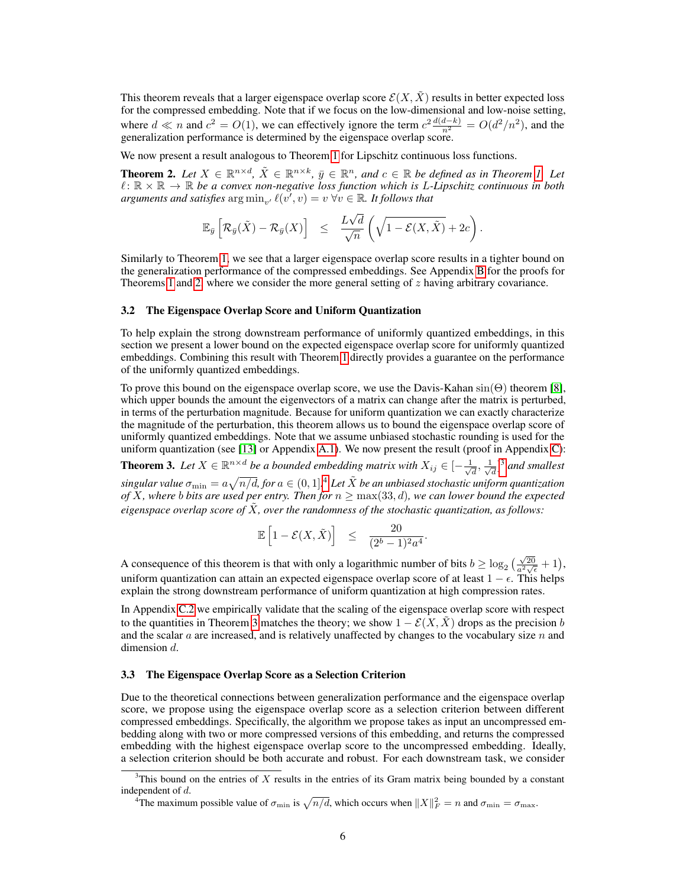This theorem reveals that a larger eigenspace overlap score $\mathcal{E}(X, \tilde{X})$ results in better expected loss for the compressed embedding. Note that if we focus on the low-dimensional and low-noise setting, where $d \ll n$ and $c^2 = O(1)$, we can effectively ignore the term $c^2 \frac{d(d-k)}{n^2} = O(d^2/n^2)$, and the generalization performance is determined by the eigenspace overlap score.

We now present a result analogous to Theorem 1 for Lipschitz continuous loss functions.

**Theorem 2.** *Let $X \in \mathbb{R}^{n \times d}$, $\tilde{X} \in \mathbb{R}^{n \times k}$, $\bar{y} \in \mathbb{R}^n$, and $c \in \mathbb{R}$ be defined as in Theorem 1. Let $\ell \colon \mathbb{R} \times \mathbb{R} \to \mathbb{R}$ be a convex non-negative loss function which is $L$-Lipschitz continuous in both arguments and satisfies $\arg\min_{v'} \ell(v', v) = v \; \forall v \in \mathbb{R}$. It follows that*

$$\mathbb{E}_{\bar{y}}\left[\mathcal{R}_{\bar{y}}(\tilde{X}) - \mathcal{R}_{\bar{y}}(X)\right] \quad \leq \quad \frac{L\sqrt{d}}{\sqrt{n}}\left(\sqrt{1 - \mathcal{E}(X, \tilde{X})} + 2c\right).$$

Similarly to Theorem 1, we see that a larger eigenspace overlap score results in a tighter bound on the generalization performance of the compressed embeddings. See Appendix B for the proofs for Theorems 1 and 2, where we consider the more general setting of $z$ having arbitrary covariance.

### 3.2 The Eigenspace Overlap Score and Uniform Quantization

To help explain the strong downstream performance of uniformly quantized embeddings, in this section we present a lower bound on the expected eigenspace overlap score for uniformly quantized embeddings. Combining this result with Theorem 1 directly provides a guarantee on the performance of the uniformly quantized embeddings.

To prove this bound on the eigenspace overlap score, we use the Davis-Kahan $\sin(\Theta)$ theorem [8], which upper bounds the amount the eigenvectors of a matrix can change after the matrix is perturbed, in terms of the perturbation magnitude. Because for uniform quantization we can exactly characterize the magnitude of the perturbation, this theorem allows us to bound the eigenspace overlap score of uniformly quantized embeddings. Note that we assume unbiased stochastic rounding is used for the uniform quantization (see [13] or Appendix A.1). We now present the result (proof in Appendix C):

**Theorem 3.** *Let $X \in \mathbb{R}^{n \times d}$ be a bounded embedding matrix with $X_{ij} \in [-\frac{1}{\sqrt{d}}, \frac{1}{\sqrt{d}}]$[3] and smallest singular value $\sigma_{\min} = a\sqrt{n/d}$, for $a \in (0, 1]$.[4] Let $\tilde{X}$ be an unbiased stochastic uniform quantization of $X$, where $b$ bits are used per entry. Then for $n \geq \max(33, d)$, we can lower bound the expected eigenspace overlap score of $\tilde{X}$, over the randomness of the stochastic quantization, as follows:*

$$\mathbb{E}\left[1 - \mathcal{E}(X, \tilde{X})\right] \quad \leq \quad \frac{20}{(2^b - 1)^2 a^4}.$$

A consequence of this theorem is that with only a logarithmic number of bits $b \geq \log_2\left(\frac{\sqrt{20}}{a^2\sqrt{\epsilon}} + 1\right)$, uniform quantization can attain an expected eigenspace overlap score of at least $1 - \epsilon$. This helps explain the strong downstream performance of uniform quantization at high compression rates.

In Appendix C.2 we empirically validate that the scaling of the eigenspace overlap score with respect to the quantities in Theorem 3 matches the theory; we show $1 - \mathcal{E}(X, \tilde{X})$ drops as the precision $b$ and the scalar $a$ are increased, and is relatively unaffected by changes to the vocabulary size $n$ and dimension $d$.

### 3.3 The Eigenspace Overlap Score as a Selection Criterion

Due to the theoretical connections between generalization performance and the eigenspace overlap score, we propose using the eigenspace overlap score as a selection criterion between different compressed embeddings. Specifically, the algorithm we propose takes as input an uncompressed embedding along with two or more compressed versions of this embedding, and returns the compressed embedding with the highest eigenspace overlap score to the uncompressed embedding. Ideally, a selection criterion should be both accurate and robust. For each downstream task, we consider

[3] This bound on the entries of $X$ results in the entries of its Gram matrix being bounded by a constant independent of $d$.

[4] The maximum possible value of $\sigma_{\min}$ is $\sqrt{n/d}$, which occurs when $\|X\|_F^2 = n$ and $\sigma_{\min} = \sigma_{\max}$.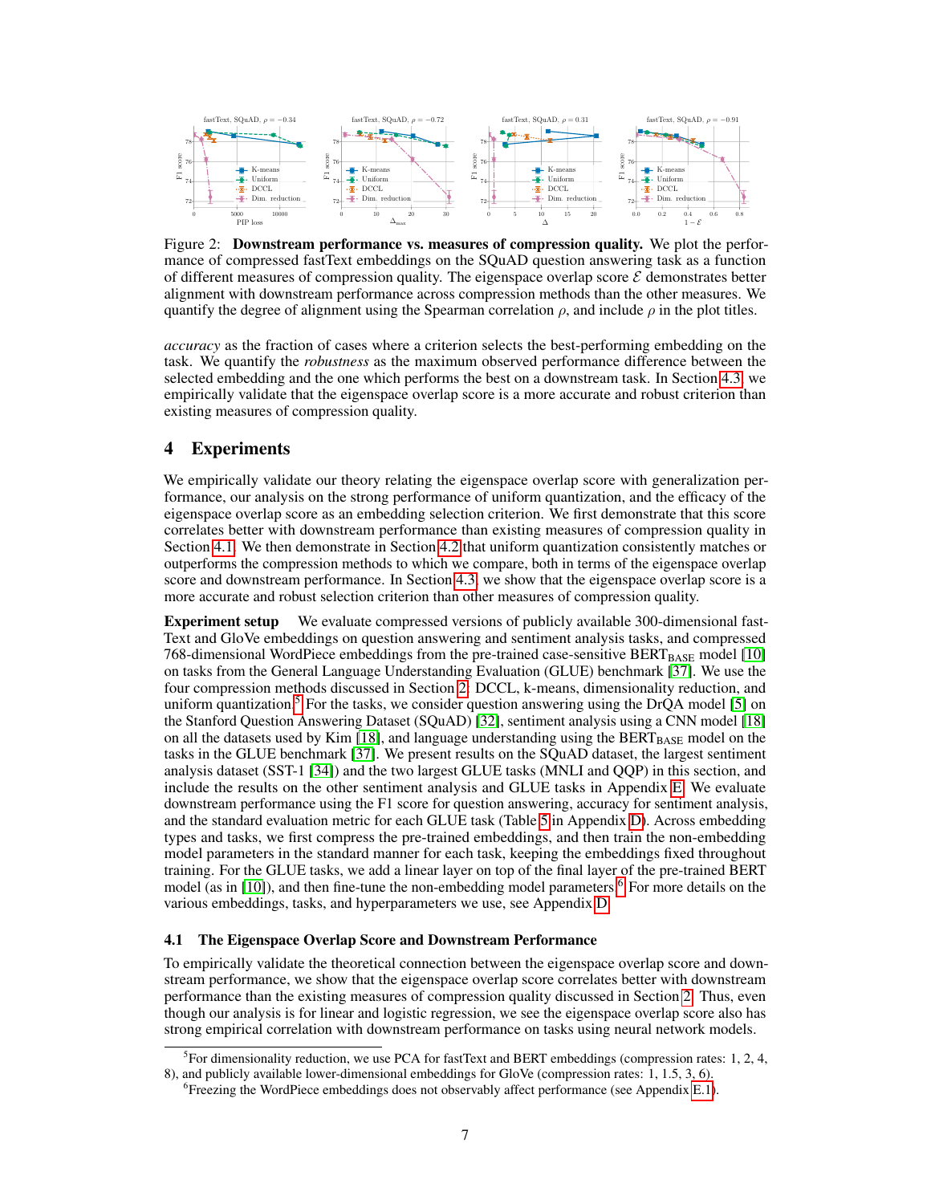Figure 2: **Downstream performance vs. measures of compression quality.** We plot the performance of compressed fastText embeddings on the SQuAD question answering task as a function of different measures of compression quality. The eigenspace overlap score $\mathcal{E}$ demonstrates better alignment with downstream performance across compression methods than the other measures. We quantify the degree of alignment using the Spearman correlation $\rho$, and include $\rho$ in the plot titles.

*accuracy* as the fraction of cases where a criterion selects the best-performing embedding on the task. We quantify the *robustness* as the maximum observed performance difference between the selected embedding and the one which performs the best on a downstream task. In Section 4.3, we empirically validate that the eigenspace overlap score is a more accurate and robust criterion than existing measures of compression quality.

# 4 Experiments

We empirically validate our theory relating the eigenspace overlap score with generalization performance, our analysis on the strong performance of uniform quantization, and the efficacy of the eigenspace overlap score as an embedding selection criterion. We first demonstrate that this score correlates better with downstream performance than existing measures of compression quality in Section 4.1. We then demonstrate in Section 4.2 that uniform quantization consistently matches or outperforms the compression methods to which we compare, both in terms of the eigenspace overlap score and downstream performance. In Section 4.3, we show that the eigenspace overlap score is a more accurate and robust selection criterion than other measures of compression quality.

**Experiment setup** We evaluate compressed versions of publicly available 300-dimensional fastText and GloVe embeddings on question answering and sentiment analysis tasks, and compressed 768-dimensional WordPiece embeddings from the pre-trained case-sensitive $\text{BERT}_{\text{BASE}}$ model [10] on tasks from the General Language Understanding Evaluation (GLUE) benchmark [37]. We use the four compression methods discussed in Section 2: DCCL, k-means, dimensionality reduction, and uniform quantization.[5] For the tasks, we consider question answering using the DrQA model [5] on the Stanford Question Answering Dataset (SQuAD) [32], sentiment analysis using a CNN model [18] on all the datasets used by Kim [18], and language understanding using the $\text{BERT}_{\text{BASE}}$ model on the tasks in the GLUE benchmark [37]. We present results on the SQuAD dataset, the largest sentiment analysis dataset (SST-1 [34]) and the two largest GLUE tasks (MNLI and QQP) in this section, and include the results on the other sentiment analysis and GLUE tasks in Appendix E. We evaluate downstream performance using the F1 score for question answering, accuracy for sentiment analysis, and the standard evaluation metric for each GLUE task (Table 5 in Appendix D). Across embedding types and tasks, we first compress the pre-trained embeddings, and then train the non-embedding model parameters in the standard manner for each task, keeping the embeddings fixed throughout training. For the GLUE tasks, we add a linear layer on top of the final layer of the pre-trained BERT model (as in [10]), and then fine-tune the non-embedding model parameters.[6] For more details on the various embeddings, tasks, and hyperparameters we use, see Appendix D.

## 4.1 The Eigenspace Overlap Score and Downstream Performance

To empirically validate the theoretical connection between the eigenspace overlap score and downstream performance, we show that the eigenspace overlap score correlates better with downstream performance than the existing measures of compression quality discussed in Section 2. Thus, even though our analysis is for linear and logistic regression, we see the eigenspace overlap score also has strong empirical correlation with downstream performance on tasks using neural network models.

[5] For dimensionality reduction, we use PCA for fastText and BERT embeddings (compression rates: 1, 2, 4, 8), and publicly available lower-dimensional embeddings for GloVe (compression rates: 1, 1.5, 3, 6).

[6] Freezing the WordPiece embeddings does not observably affect performance (see Appendix E.1).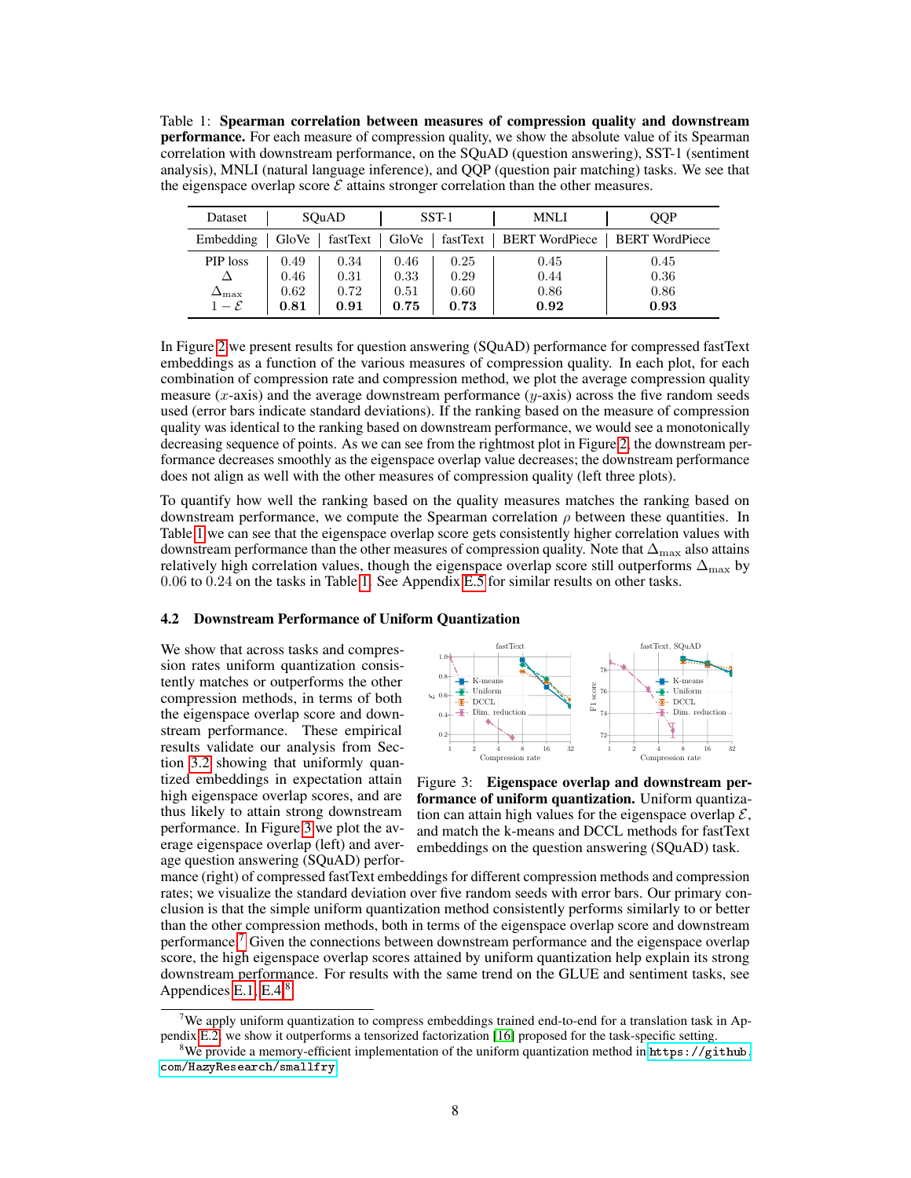Table 1: **Spearman correlation between measures of compression quality and downstream performance.** For each measure of compression quality, we show the absolute value of its Spearman correlation with downstream performance, on the SQuAD (question answering), SST-1 (sentiment analysis), MNLI (natural language inference), and QQP (question pair matching) tasks. We see that the eigenspace overlap score $\mathcal{E}$ attains stronger correlation than the other measures.

| Dataset | SQuAD | | SST-1 | | MNLI | QQP |
|---|---|---|---|---|---|---|
| Embedding | GloVe | fastText | GloVe | fastText | BERT WordPiece | BERT WordPiece |
| PIP loss | 0.49 | 0.34 | 0.46 | 0.25 | 0.45 | 0.45 |
| $\Delta$ | 0.46 | 0.31 | 0.33 | 0.29 | 0.44 | 0.36 |
| $\Delta_{\max}$ | 0.62 | 0.72 | 0.51 | 0.60 | 0.86 | 0.86 |
| $1-\mathcal{E}$ | **0.81** | **0.91** | **0.75** | **0.73** | **0.92** | **0.93** |

In Figure 2 we present results for question answering (SQuAD) performance for compressed fastText embeddings as a function of the various measures of compression quality. In each plot, for each combination of compression rate and compression method, we plot the average compression quality measure ($x$-axis) and the average downstream performance ($y$-axis) across the five random seeds used (error bars indicate standard deviations). If the ranking based on the measure of compression quality was identical to the ranking based on downstream performance, we would see a monotonically decreasing sequence of points. As we can see from the rightmost plot in Figure 2, the downstream performance decreases smoothly as the eigenspace overlap value decreases; the downstream performance does not align as well with the other measures of compression quality (left three plots).

To quantify how well the ranking based on the quality measures matches the ranking based on downstream performance, we compute the Spearman correlation $\rho$ between these quantities. In Table 1 we can see that the eigenspace overlap score gets consistently higher correlation values with downstream performance than the other measures of compression quality. Note that $\Delta_{\max}$ also attains relatively high correlation values, though the eigenspace overlap score still outperforms $\Delta_{\max}$ by 0.06 to 0.24 on the tasks in Table 1. See Appendix E.5 for similar results on other tasks.

### 4.2 Downstream Performance of Uniform Quantization

We show that across tasks and compression rates uniform quantization consistently matches or outperforms the other compression methods, in terms of both the eigenspace overlap score and downstream performance. These empirical results validate our analysis from Section 3.2 showing that uniformly quantized embeddings in expectation attain high eigenspace overlap scores, and are thus likely to attain strong downstream performance. In Figure 3 we plot the average eigenspace overlap (left) and average question answering (SQuAD) performance (right) of compressed fastText embeddings for different compression methods and compression rates; we visualize the standard deviation over five random seeds with error bars. Our primary conclusion is that the simple uniform quantization method consistently performs similarly to or better than the other compression methods, both in terms of the eigenspace overlap score and downstream performance.[7] Given the connections between downstream performance and the eigenspace overlap score, the high eigenspace overlap scores attained by uniform quantization help explain its strong downstream performance. For results with the same trend on the GLUE and sentiment tasks, see Appendices E.1, E.4.[8]

Figure 3: **Eigenspace overlap and downstream performance of uniform quantization.** Uniform quantization can attain high values for the eigenspace overlap $\mathcal{E}$, and match the k-means and DCCL methods for fastText embeddings on the question answering (SQuAD) task.

[7] We apply uniform quantization to compress embeddings trained end-to-end for a translation task in Appendix E.2; we show it outperforms a tensorized factorization [16] proposed for the task-specific setting.

[8] We provide a memory-efficient implementation of the uniform quantization method in https://github.com/HazyResearch/smallfry.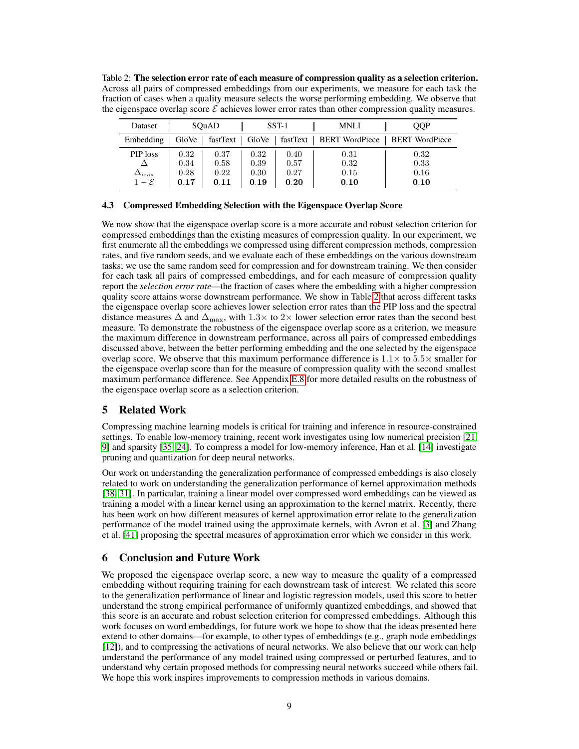Table 2: **The selection error rate of each measure of compression quality as a selection criterion.** Across all pairs of compressed embeddings from our experiments, we measure for each task the fraction of cases when a quality measure selects the worse performing embedding. We observe that the eigenspace overlap score $\mathcal{E}$ achieves lower error rates than other compression quality measures.

| Dataset | SQuAD | | SST-1 | | MNLI | QQP |
|---|---|---|---|---|---|---|
| Embedding | GloVe | fastText | GloVe | fastText | BERT WordPiece | BERT WordPiece |
| PIP loss | 0.32 | 0.37 | 0.32 | 0.40 | 0.31 | 0.32 |
| $\Delta$ | 0.34 | 0.58 | 0.39 | 0.57 | 0.32 | 0.33 |
| $\Delta_{\max}$ | 0.28 | 0.22 | 0.30 | 0.27 | 0.15 | 0.16 |
| $1-\mathcal{E}$ | **0.17** | **0.11** | **0.19** | **0.20** | **0.10** | **0.10** |

### 4.3 Compressed Embedding Selection with the Eigenspace Overlap Score

We now show that the eigenspace overlap score is a more accurate and robust selection criterion for compressed embeddings than the existing measures of compression quality. In our experiment, we first enumerate all the embeddings we compressed using different compression methods, compression rates, and five random seeds, and we evaluate each of these embeddings on the various downstream tasks; we use the same random seed for compression and for downstream training. We then consider for each task all pairs of compressed embeddings, and for each measure of compression quality report the *selection error rate*—the fraction of cases where the embedding with a higher compression quality score attains worse downstream performance. We show in Table 2 that across different tasks the eigenspace overlap score achieves lower selection error rates than the PIP loss and the spectral distance measures $\Delta$ and $\Delta_{\max}$, with $1.3\times$ to $2\times$ lower selection error rates than the second best measure. To demonstrate the robustness of the eigenspace overlap score as a criterion, we measure the maximum difference in downstream performance, across all pairs of compressed embeddings discussed above, between the better performing embedding and the one selected by the eigenspace overlap score. We observe that this maximum performance difference is $1.1\times$ to $5.5\times$ smaller for the eigenspace overlap score than for the measure of compression quality with the second smallest maximum performance difference. See Appendix E.8 for more detailed results on the robustness of the eigenspace overlap score as a selection criterion.

## 5 Related Work

Compressing machine learning models is critical for training and inference in resource-constrained settings. To enable low-memory training, recent work investigates using low numerical precision [21, 9] and sparsity [35, 24]. To compress a model for low-memory inference, Han et al. [14] investigate pruning and quantization for deep neural networks.

Our work on understanding the generalization performance of compressed embeddings is also closely related to work on understanding the generalization performance of kernel approximation methods [38, 31]. In particular, training a linear model over compressed word embeddings can be viewed as training a model with a linear kernel using an approximation to the kernel matrix. Recently, there has been work on how different measures of kernel approximation error relate to the generalization performance of the model trained using the approximate kernels, with Avron et al. [3] and Zhang et al. [41] proposing the spectral measures of approximation error which we consider in this work.

## 6 Conclusion and Future Work

We proposed the eigenspace overlap score, a new way to measure the quality of a compressed embedding without requiring training for each downstream task of interest. We related this score to the generalization performance of linear and logistic regression models, used this score to better understand the strong empirical performance of uniformly quantized embeddings, and showed that this score is an accurate and robust selection criterion for compressed embeddings. Although this work focuses on word embeddings, for future work we hope to show that the ideas presented here extend to other domains—for example, to other types of embeddings (e.g., graph node embeddings [12]), and to compressing the activations of neural networks. We also believe that our work can help understand the performance of any model trained using compressed or perturbed features, and to understand why certain proposed methods for compressing neural networks succeed while others fail. We hope this work inspires improvements to compression methods in various domains.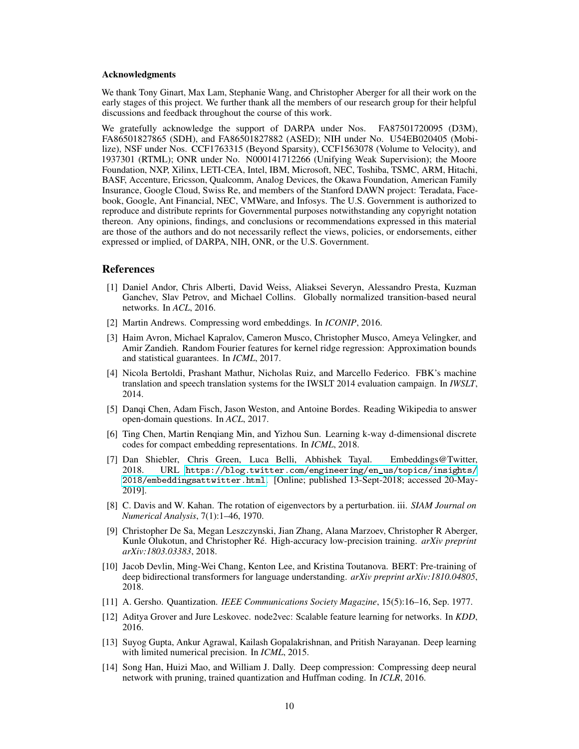#### Acknowledgments

We thank Tony Ginart, Max Lam, Stephanie Wang, and Christopher Aberger for all their work on the early stages of this project. We further thank all the members of our research group for their helpful discussions and feedback throughout the course of this work.

We gratefully acknowledge the support of DARPA under Nos. FA87501720095 (D3M), FA86501827865 (SDH), and FA86501827882 (ASED); NIH under No. U54EB020405 (Mobilize), NSF under Nos. CCF1763315 (Beyond Sparsity), CCF1563078 (Volume to Velocity), and 1937301 (RTML); ONR under No. N000141712266 (Unifying Weak Supervision); the Moore Foundation, NXP, Xilinx, LETI-CEA, Intel, IBM, Microsoft, NEC, Toshiba, TSMC, ARM, Hitachi, BASF, Accenture, Ericsson, Qualcomm, Analog Devices, the Okawa Foundation, American Family Insurance, Google Cloud, Swiss Re, and members of the Stanford DAWN project: Teradata, Facebook, Google, Ant Financial, NEC, VMWare, and Infosys. The U.S. Government is authorized to reproduce and distribute reprints for Governmental purposes notwithstanding any copyright notation thereon. Any opinions, findings, and conclusions or recommendations expressed in this material are those of the authors and do not necessarily reflect the views, policies, or endorsements, either expressed or implied, of DARPA, NIH, ONR, or the U.S. Government.

## References

[1] Daniel Andor, Chris Alberti, David Weiss, Aliaksei Severyn, Alessandro Presta, Kuzman Ganchev, Slav Petrov, and Michael Collins. Globally normalized transition-based neural networks. In *ACL*, 2016.

[2] Martin Andrews. Compressing word embeddings. In *ICONIP*, 2016.

[3] Haim Avron, Michael Kapralov, Cameron Musco, Christopher Musco, Ameya Velingker, and Amir Zandieh. Random Fourier features for kernel ridge regression: Approximation bounds and statistical guarantees. In *ICML*, 2017.

[4] Nicola Bertoldi, Prashant Mathur, Nicholas Ruiz, and Marcello Federico. FBK's machine translation and speech translation systems for the IWSLT 2014 evaluation campaign. In *IWSLT*, 2014.

[5] Danqi Chen, Adam Fisch, Jason Weston, and Antoine Bordes. Reading Wikipedia to answer open-domain questions. In *ACL*, 2017.

[6] Ting Chen, Martin Renqiang Min, and Yizhou Sun. Learning k-way d-dimensional discrete codes for compact embedding representations. In *ICML*, 2018.

[7] Dan Shiebler, Chris Green, Luca Belli, Abhishek Tayal. Embeddings@Twitter, 2018. URL https://blog.twitter.com/engineering/en_us/topics/insights/2018/embeddingsattwitter.html. [Online; published 13-Sept-2018; accessed 20-May-2019].

[8] C. Davis and W. Kahan. The rotation of eigenvectors by a perturbation. iii. *SIAM Journal on Numerical Analysis*, 7(1):1–46, 1970.

[9] Christopher De Sa, Megan Leszczynski, Jian Zhang, Alana Marzoev, Christopher R Aberger, Kunle Olukotun, and Christopher Ré. High-accuracy low-precision training. *arXiv preprint arXiv:1803.03383*, 2018.

[10] Jacob Devlin, Ming-Wei Chang, Kenton Lee, and Kristina Toutanova. BERT: Pre-training of deep bidirectional transformers for language understanding. *arXiv preprint arXiv:1810.04805*, 2018.

[11] A. Gersho. Quantization. *IEEE Communications Society Magazine*, 15(5):16–16, Sep. 1977.

[12] Aditya Grover and Jure Leskovec. node2vec: Scalable feature learning for networks. In *KDD*, 2016.

[13] Suyog Gupta, Ankur Agrawal, Kailash Gopalakrishnan, and Pritish Narayanan. Deep learning with limited numerical precision. In *ICML*, 2015.

[14] Song Han, Huizi Mao, and William J. Dally. Deep compression: Compressing deep neural network with pruning, trained quantization and Huffman coding. In *ICLR*, 2016.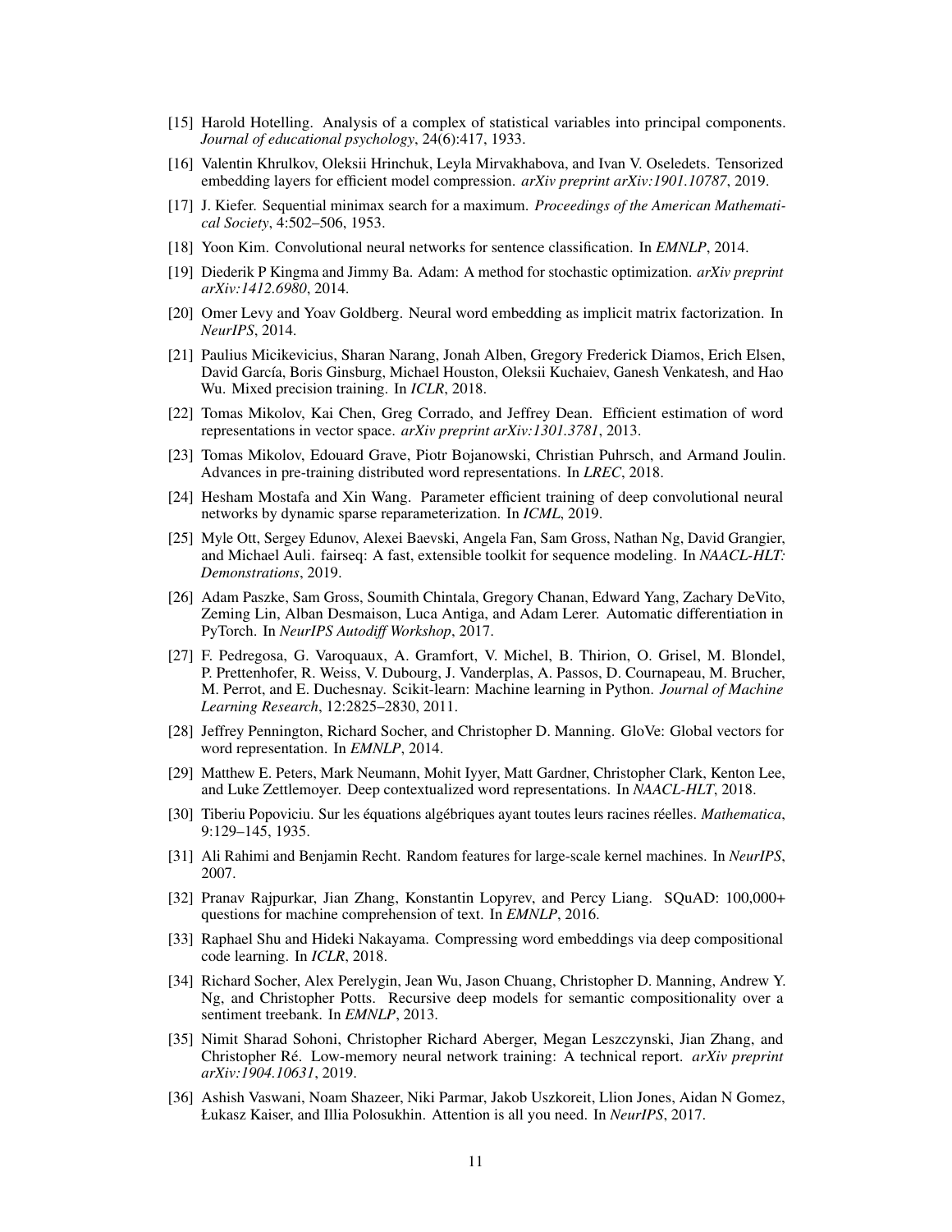[15] Harold Hotelling. Analysis of a complex of statistical variables into principal components. *Journal of educational psychology*, 24(6):417, 1933.

[16] Valentin Khrulkov, Oleksii Hrinchuk, Leyla Mirvakhabova, and Ivan V. Oseledets. Tensorized embedding layers for efficient model compression. *arXiv preprint arXiv:1901.10787*, 2019.

[17] J. Kiefer. Sequential minimax search for a maximum. *Proceedings of the American Mathematical Society*, 4:502–506, 1953.

[18] Yoon Kim. Convolutional neural networks for sentence classification. In *EMNLP*, 2014.

[19] Diederik P Kingma and Jimmy Ba. Adam: A method for stochastic optimization. *arXiv preprint arXiv:1412.6980*, 2014.

[20] Omer Levy and Yoav Goldberg. Neural word embedding as implicit matrix factorization. In *NeurIPS*, 2014.

[21] Paulius Micikevicius, Sharan Narang, Jonah Alben, Gregory Frederick Diamos, Erich Elsen, David García, Boris Ginsburg, Michael Houston, Oleksii Kuchaiev, Ganesh Venkatesh, and Hao Wu. Mixed precision training. In *ICLR*, 2018.

[22] Tomas Mikolov, Kai Chen, Greg Corrado, and Jeffrey Dean. Efficient estimation of word representations in vector space. *arXiv preprint arXiv:1301.3781*, 2013.

[23] Tomas Mikolov, Edouard Grave, Piotr Bojanowski, Christian Puhrsch, and Armand Joulin. Advances in pre-training distributed word representations. In *LREC*, 2018.

[24] Hesham Mostafa and Xin Wang. Parameter efficient training of deep convolutional neural networks by dynamic sparse reparameterization. In *ICML*, 2019.

[25] Myle Ott, Sergey Edunov, Alexei Baevski, Angela Fan, Sam Gross, Nathan Ng, David Grangier, and Michael Auli. fairseq: A fast, extensible toolkit for sequence modeling. In *NAACL-HLT: Demonstrations*, 2019.

[26] Adam Paszke, Sam Gross, Soumith Chintala, Gregory Chanan, Edward Yang, Zachary DeVito, Zeming Lin, Alban Desmaison, Luca Antiga, and Adam Lerer. Automatic differentiation in PyTorch. In *NeurIPS Autodiff Workshop*, 2017.

[27] F. Pedregosa, G. Varoquaux, A. Gramfort, V. Michel, B. Thirion, O. Grisel, M. Blondel, P. Prettenhofer, R. Weiss, V. Dubourg, J. Vanderplas, A. Passos, D. Cournapeau, M. Brucher, M. Perrot, and E. Duchesnay. Scikit-learn: Machine learning in Python. *Journal of Machine Learning Research*, 12:2825–2830, 2011.

[28] Jeffrey Pennington, Richard Socher, and Christopher D. Manning. GloVe: Global vectors for word representation. In *EMNLP*, 2014.

[29] Matthew E. Peters, Mark Neumann, Mohit Iyyer, Matt Gardner, Christopher Clark, Kenton Lee, and Luke Zettlemoyer. Deep contextualized word representations. In *NAACL-HLT*, 2018.

[30] Tiberiu Popoviciu. Sur les équations algébriques ayant toutes leurs racines réelles. *Mathematica*, 9:129–145, 1935.

[31] Ali Rahimi and Benjamin Recht. Random features for large-scale kernel machines. In *NeurIPS*, 2007.

[32] Pranav Rajpurkar, Jian Zhang, Konstantin Lopyrev, and Percy Liang. SQuAD: 100,000+ questions for machine comprehension of text. In *EMNLP*, 2016.

[33] Raphael Shu and Hideki Nakayama. Compressing word embeddings via deep compositional code learning. In *ICLR*, 2018.

[34] Richard Socher, Alex Perelygin, Jean Wu, Jason Chuang, Christopher D. Manning, Andrew Y. Ng, and Christopher Potts. Recursive deep models for semantic compositionality over a sentiment treebank. In *EMNLP*, 2013.

[35] Nimit Sharad Sohoni, Christopher Richard Aberger, Megan Leszczynski, Jian Zhang, and Christopher Ré. Low-memory neural network training: A technical report. *arXiv preprint arXiv:1904.10631*, 2019.

[36] Ashish Vaswani, Noam Shazeer, Niki Parmar, Jakob Uszkoreit, Llion Jones, Aidan N Gomez, Łukasz Kaiser, and Illia Polosukhin. Attention is all you need. In *NeurIPS*, 2017.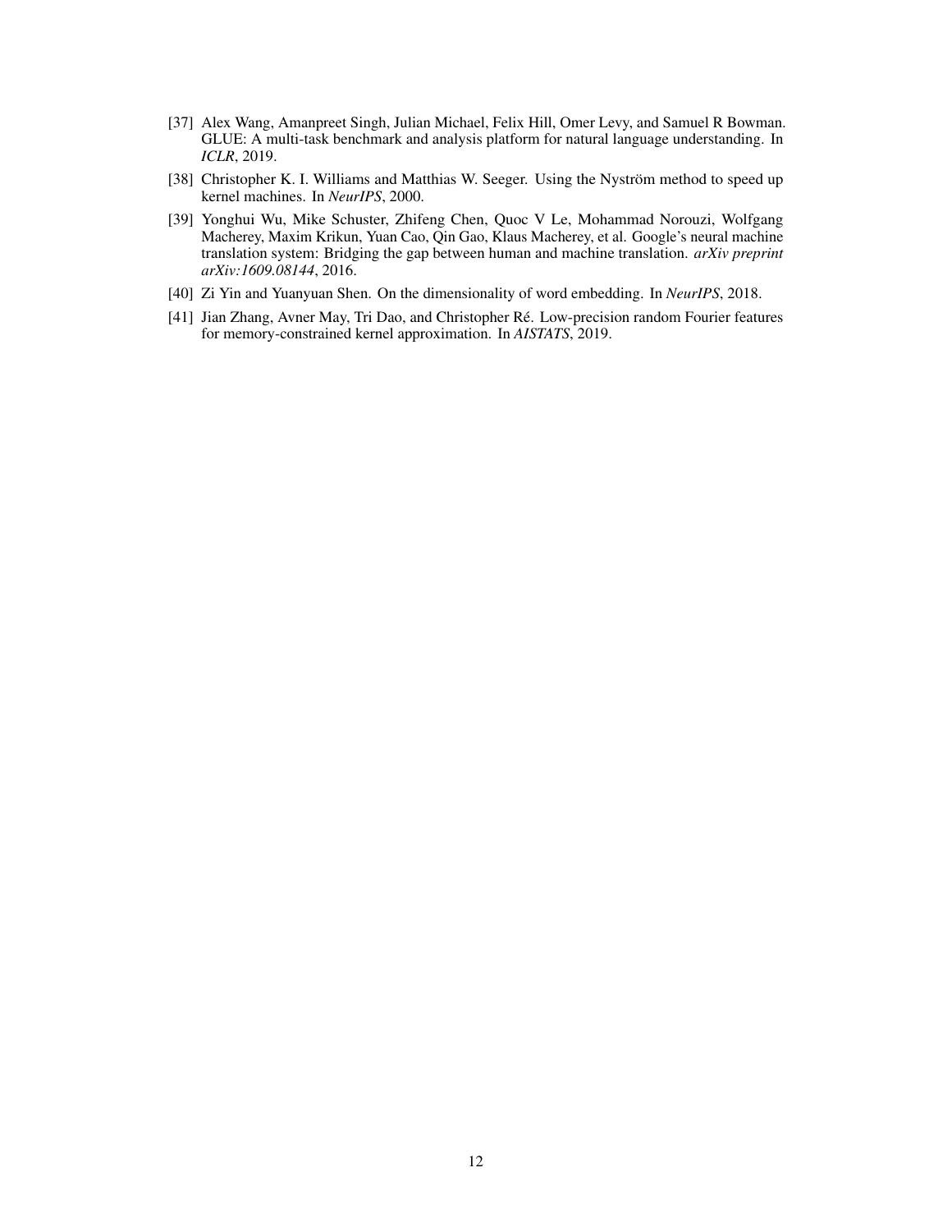[37] Alex Wang, Amanpreet Singh, Julian Michael, Felix Hill, Omer Levy, and Samuel R Bowman. GLUE: A multi-task benchmark and analysis platform for natural language understanding. In *ICLR*, 2019.

[38] Christopher K. I. Williams and Matthias W. Seeger. Using the Nyström method to speed up kernel machines. In *NeurIPS*, 2000.

[39] Yonghui Wu, Mike Schuster, Zhifeng Chen, Quoc V Le, Mohammad Norouzi, Wolfgang Macherey, Maxim Krikun, Yuan Cao, Qin Gao, Klaus Macherey, et al. Google's neural machine translation system: Bridging the gap between human and machine translation. *arXiv preprint arXiv:1609.08144*, 2016.

[40] Zi Yin and Yuanyuan Shen. On the dimensionality of word embedding. In *NeurIPS*, 2018.

[41] Jian Zhang, Avner May, Tri Dao, and Christopher Ré. Low-precision random Fourier features for memory-constrained kernel approximation. In *AISTATS*, 2019.